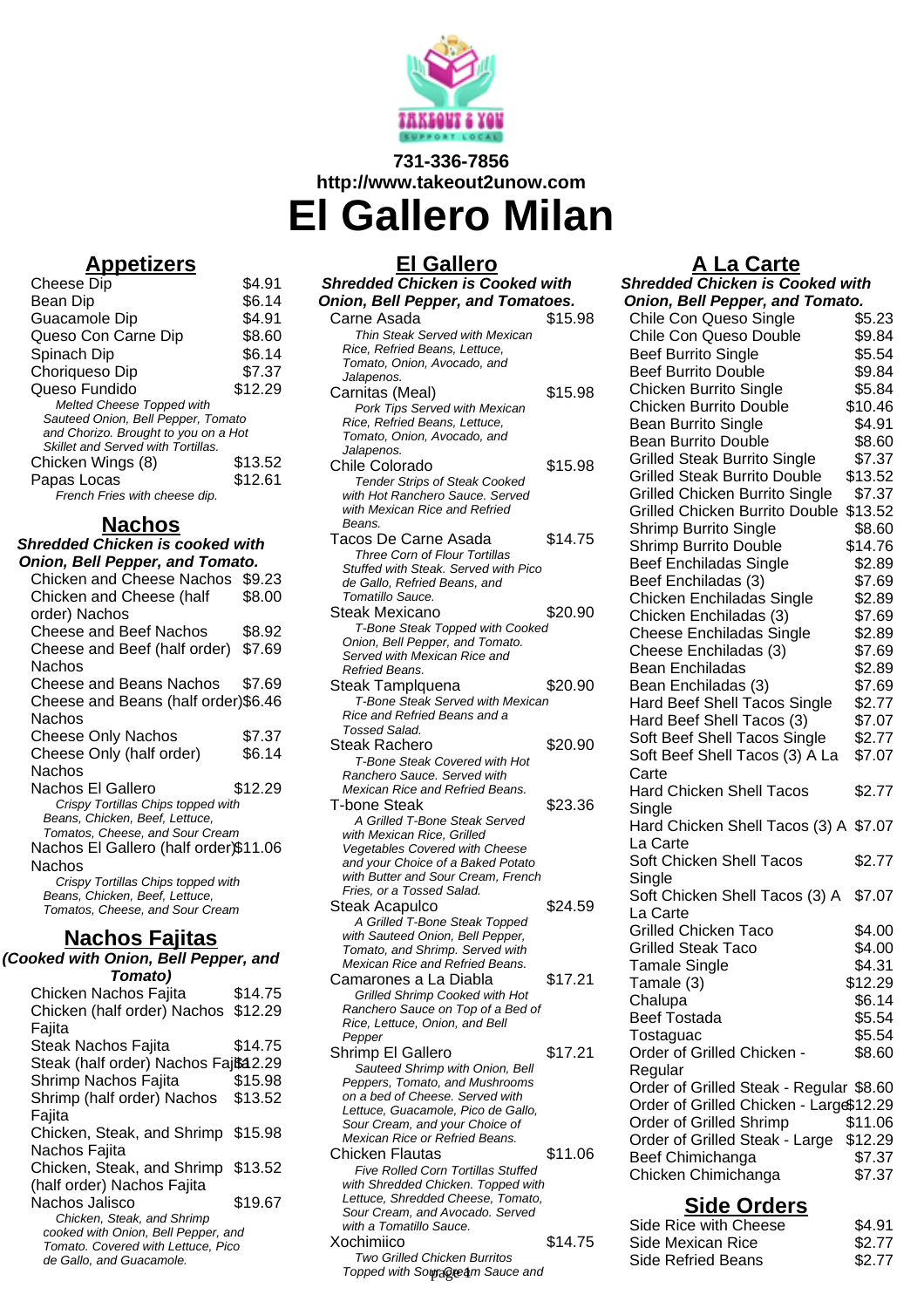731-336-7856
http://www.takeout2unow.com

# El Gallero Milan

## Appetizers

| Item | Price |
|---|---|
| Cheese Dip | $4.91 |
| Bean Dip | $6.14 |
| Guacamole Dip | $4.91 |
| Queso Con Carne Dip | $8.60 |
| Spinach Dip | $6.14 |
| Choriqueso Dip | $7.37 |
| Queso Fundido | $12.29 |

*Melted Cheese Topped with Sauteed Onion, Bell Pepper, Tomato and Chorizo. Brought to you on a Hot Skillet and Served with Tortillas.*

| Item | Price |
|---|---|
| Chicken Wings (8) | $13.52 |
| Papas Locas | $12.61 |

*French Fries with cheese dip.*

## Nachos

***Shredded Chicken is cooked with Onion, Bell Pepper, and Tomato.***

| Item | Price |
|---|---|
| Chicken and Cheese Nachos | $9.23 |
| Chicken and Cheese (half order) Nachos | $8.00 |
| Cheese and Beef Nachos | $8.92 |
| Cheese and Beef (half order) Nachos | $7.69 |
| Cheese and Beans Nachos | $7.69 |
| Cheese and Beans (half order) Nachos | $6.46 |
| Cheese Only Nachos | $7.37 |
| Cheese Only (half order) Nachos | $6.14 |
| Nachos El Gallero | $12.29 |

*Crispy Tortillas Chips topped with Beans, Chicken, Beef, Lettuce, Tomatos, Cheese, and Sour Cream*

| Item | Price |
|---|---|
| Nachos El Gallero (half order) Nachos | $11.06 |

*Crispy Tortillas Chips topped with Beans, Chicken, Beef, Lettuce, Tomatos, Cheese, and Sour Cream*

## Nachos Fajitas

***(Cooked with Onion, Bell Pepper, and Tomato)***

| Item | Price |
|---|---|
| Chicken Nachos Fajita | $14.75 |
| Chicken (half order) Nachos Fajita | $12.29 |
| Steak Nachos Fajita | $14.75 |
| Steak (half order) Nachos Fajita | $12.29 |
| Shrimp Nachos Fajita | $15.98 |
| Shrimp (half order) Nachos Fajita | $13.52 |
| Chicken, Steak, and Shrimp Nachos Fajita | $15.98 |
| Chicken, Steak, and Shrimp (half order) Nachos Fajita | $13.52 |
| Nachos Jalisco | $19.67 |

*Chicken, Steak, and Shrimp cooked with Onion, Bell Pepper, and Tomato. Covered with Lettuce, Pico de Gallo, and Guacamole.*

## El Gallero

***Shredded Chicken is Cooked with Onion, Bell Pepper, and Tomatoes.***

**Carne Asada** — $15.98
*Thin Steak Served with Mexican Rice, Refried Beans, Lettuce, Tomato, Onion, Avocado, and Jalapenos.*

**Carnitas (Meal)** — $15.98
*Pork Tips Served with Mexican Rice, Refried Beans, Lettuce, Tomato, Onion, Avocado, and Jalapenos.*

**Chile Colorado** — $15.98
*Tender Strips of Steak Cooked with Hot Ranchero Sauce. Served with Mexican Rice and Refried Beans.*

**Tacos De Carne Asada** — $14.75
*Three Corn of Flour Tortillas Stuffed with Steak. Served with Pico de Gallo, Refried Beans, and Tomatillo Sauce.*

**Steak Mexicano** — $20.90
*T-Bone Steak Topped with Cooked Onion, Bell Pepper, and Tomato. Served with Mexican Rice and Refried Beans.*

**Steak Tamplquena** — $20.90
*T-Bone Steak Served with Mexican Rice and Refried Beans and a Tossed Salad.*

**Steak Rachero** — $20.90
*T-Bone Steak Covered with Hot Ranchero Sauce. Served with Mexican Rice and Refried Beans.*

**T-bone Steak** — $23.36
*A Grilled T-Bone Steak Served with Mexican Rice, Grilled Vegetables Covered with Cheese and your Choice of a Baked Potato with Butter and Sour Cream, French Fries, or a Tossed Salad.*

**Steak Acapulco** — $24.59
*A Grilled T-Bone Steak Topped with Sauteed Onion, Bell Pepper, Tomato, and Shrimp. Served with Mexican Rice and Refried Beans.*

**Camarones a La Diabla** — $17.21
*Grilled Shrimp Cooked with Hot Ranchero Sauce on Top of a Bed of Rice, Lettuce, Onion, and Bell Pepper*

**Shrimp El Gallero** — $17.21
*Sauteed Shrimp with Onion, Bell Peppers, Tomato, and Mushrooms on a bed of Cheese. Served with Lettuce, Guacamole, Pico de Gallo, Sour Cream, and your Choice of Mexican Rice or Refried Beans.*

**Chicken Flautas** — $11.06
*Five Rolled Corn Tortillas Stuffed with Shredded Chicken. Topped with Lettuce, Shredded Cheese, Tomato, Sour Cream, and Avocado. Served with a Tomatillo Sauce.*

**Xochimiico** — $14.75
*Two Grilled Chicken Burritos Topped with Sour Cream Sauce and*

## A La Carte

***Shredded Chicken is Cooked with Onion, Bell Pepper, and Tomato.***

| Item | Price |
|---|---|
| Chile Con Queso Single | $5.23 |
| Chile Con Queso Double | $9.84 |
| Beef Burrito Single | $5.54 |
| Beef Burrito Double | $9.84 |
| Chicken Burrito Single | $5.84 |
| Chicken Burrito Double | $10.46 |
| Bean Burrito Single | $4.91 |
| Bean Burrito Double | $8.60 |
| Grilled Steak Burrito Single | $7.37 |
| Grilled Steak Burrito Double | $13.52 |
| Grilled Chicken Burrito Single | $7.37 |
| Grilled Chicken Burrito Double | $13.52 |
| Shrimp Burrito Single | $8.60 |
| Shrimp Burrito Double | $14.76 |
| Beef Enchiladas Single | $2.89 |
| Beef Enchiladas (3) | $7.69 |
| Chicken Enchiladas Single | $2.89 |
| Chicken Enchiladas (3) | $7.69 |
| Cheese Enchiladas Single | $2.89 |
| Cheese Enchiladas (3) | $7.69 |
| Bean Enchiladas | $2.89 |
| Bean Enchiladas (3) | $7.69 |
| Hard Beef Shell Tacos Single | $2.77 |
| Hard Beef Shell Tacos (3) | $7.07 |
| Soft Beef Shell Tacos Single | $2.77 |
| Soft Beef Shell Tacos (3) A La Carte | $7.07 |
| Hard Chicken Shell Tacos Single | $2.77 |
| Hard Chicken Shell Tacos (3) A La Carte | $7.07 |
| Soft Chicken Shell Tacos Single | $2.77 |
| Soft Chicken Shell Tacos (3) A La Carte | $7.07 |
| Grilled Chicken Taco | $4.00 |
| Grilled Steak Taco | $4.00 |
| Tamale Single | $4.31 |
| Tamale (3) | $12.29 |
| Chalupa | $6.14 |
| Beef Tostada | $5.54 |
| Tostaguac | $5.54 |
| Order of Grilled Chicken - Regular | $8.60 |
| Order of Grilled Steak - Regular | $8.60 |
| Order of Grilled Chicken - Large | $12.29 |
| Order of Grilled Shrimp | $11.06 |
| Order of Grilled Steak - Large | $12.29 |
| Beef Chimichanga | $7.37 |
| Chicken Chimichanga | $7.37 |

## Side Orders

| Item | Price |
|---|---|
| Side Rice with Cheese | $4.91 |
| Side Mexican Rice | $2.77 |
| Side Refried Beans | $2.77 |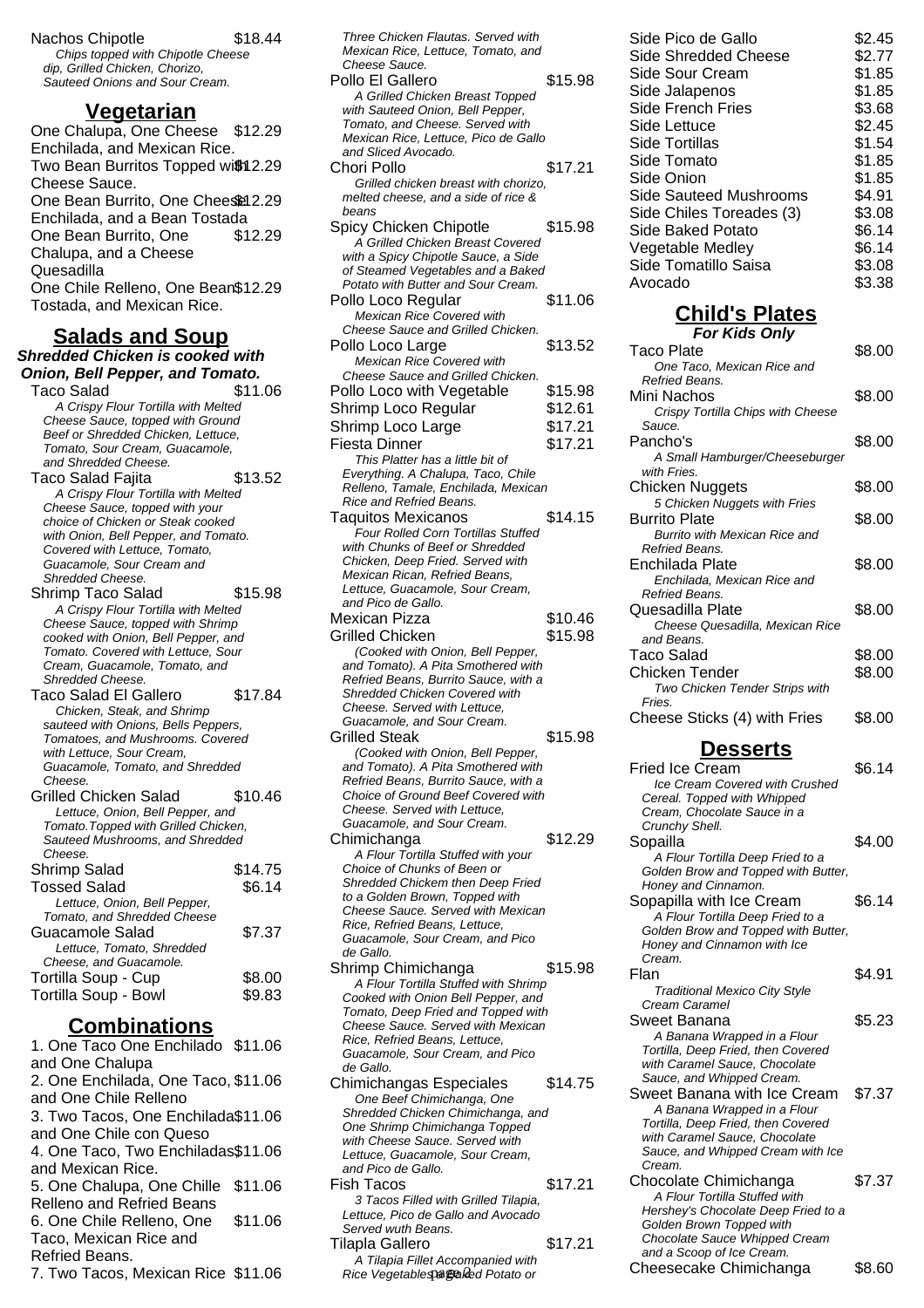Nachos Chipotle $18.44
*Chips topped with Chipotle Cheese dip, Grilled Chicken, Chorizo, Sauteed Onions and Sour Cream.*

## Vegetarian

One Chalupa, One Cheese Enchilada, and Mexican Rice. $12.29

Two Bean Burritos Topped with Cheese Sauce. $12.29

One Bean Burrito, One Cheese Enchilada, and a Bean Tostada $12.29

One Bean Burrito, One Chalupa, and a Cheese Quesadilla $12.29

One Chile Relleno, One Bean Tostada, and Mexican Rice. $12.29

## Salads and Soup

***Shredded Chicken is cooked with Onion, Bell Pepper, and Tomato.***

Taco Salad $11.06
*A Crispy Flour Tortilla with Melted Cheese Sauce, topped with Ground Beef or Shredded Chicken, Lettuce, Tomato, Sour Cream, Guacamole, and Shredded Cheese.*

Taco Salad Fajita $13.52
*A Crispy Flour Tortilla with Melted Cheese Sauce, topped with your choice of Chicken or Steak cooked with Onion, Bell Pepper, and Tomato. Covered with Lettuce, Tomato, Guacamole, Sour Cream and Shredded Cheese.*

Shrimp Taco Salad $15.98
*A Crispy Flour Tortilla with Melted Cheese Sauce, topped with Shrimp cooked with Onion, Bell Pepper, and Tomato. Covered with Lettuce, Sour Cream, Guacamole, Tomato, and Shredded Cheese.*

Taco Salad El Gallero $17.84
*Chicken, Steak, and Shrimp sauteed with Onions, Bells Peppers, Tomatoes, and Mushrooms. Covered with Lettuce, Sour Cream, Guacamole, Tomato, and Shredded Cheese.*

Grilled Chicken Salad $10.46
*Lettuce, Onion, Bell Pepper, and Tomato.Topped with Grilled Chicken, Sauteed Mushrooms, and Shredded Cheese.*

Shrimp Salad $14.75

Tossed Salad $6.14
*Lettuce, Onion, Bell Pepper, Tomato, and Shredded Cheese*

Guacamole Salad $7.37
*Lettuce, Tomato, Shredded Cheese, and Guacamole.*

Tortilla Soup - Cup $8.00

Tortilla Soup - Bowl $9.83

## Combinations

1. One Taco One Enchilado and One Chalupa $11.06
2. One Enchilada, One Taco, and One Chile Relleno $11.06
3. Two Tacos, One Enchilada and One Chile con Queso $11.06
4. One Taco, Two Enchiladas and Mexican Rice. $11.06
5. One Chalupa, One Chille Relleno and Refried Beans $11.06
6. One Chile Relleno, One Taco, Mexican Rice and Refried Beans. $11.06
7. Two Tacos, Mexican Rice $11.06

*Three Chicken Flautas. Served with Mexican Rice, Lettuce, Tomato, and Cheese Sauce.*

Pollo El Gallero $15.98
*A Grilled Chicken Breast Topped with Sauteed Onion, Bell Pepper, Tomato, and Cheese. Served with Mexican Rice, Lettuce, Pico de Gallo and Sliced Avocado.*

Chori Pollo $17.21
*Grilled chicken breast with chorizo, melted cheese, and a side of rice & beans*

Spicy Chicken Chipotle $15.98
*A Grilled Chicken Breast Covered with a Spicy Chipotle Sauce, a Side of Steamed Vegetables and a Baked Potato with Butter and Sour Cream.*

Pollo Loco Regular $11.06
*Mexican Rice Covered with Cheese Sauce and Grilled Chicken.*

Pollo Loco Large $13.52
*Mexican Rice Covered with Cheese Sauce and Grilled Chicken.*

Pollo Loco with Vegetable $15.98

Shrimp Loco Regular $12.61

Shrimp Loco Large $17.21

Fiesta Dinner $17.21
*This Platter has a little bit of Everything. A Chalupa, Taco, Chile Relleno, Tamale, Enchilada, Mexican Rice and Refried Beans.*

Taquitos Mexicanos $14.15
*Four Rolled Corn Tortillas Stuffed with Chunks of Beef or Shredded Chicken, Deep Fried. Served with Mexican Rican, Refried Beans, Lettuce, Guacamole, Sour Cream, and Pico de Gallo.*

Mexican Pizza $10.46

Grilled Chicken $15.98
*(Cooked with Onion, Bell Pepper, and Tomato). A Pita Smothered with Refried Beans, Burrito Sauce, with a Shredded Chicken Covered with Cheese. Served with Lettuce, Guacamole, and Sour Cream.*

Grilled Steak $15.98
*(Cooked with Onion, Bell Pepper, and Tomato). A Pita Smothered with Refried Beans, Burrito Sauce, with a Choice of Ground Beef Covered with Cheese. Served with Lettuce, Guacamole, and Sour Cream.*

Chimichanga $12.29
*A Flour Tortilla Stuffed with your Choice of Chunks of Been or Shredded Chickem then Deep Fried to a Golden Brown, Topped with Cheese Sauce. Served with Mexican Rice, Refried Beans, Lettuce, Guacamole, Sour Cream, and Pico de Gallo.*

Shrimp Chimichanga $15.98
*A Flour Tortilla Stuffed with Shrimp Cooked with Onion Bell Pepper, and Tomato, Deep Fried and Topped with Cheese Sauce. Served with Mexican Rice, Refried Beans, Lettuce, Guacamole, Sour Cream, and Pico de Gallo.*

Chimichangas Especiales $14.75
*One Beef Chimichanga, One Shredded Chicken Chimichanga, and One Shrimp Chimichanga Topped with Cheese Sauce. Served with Lettuce, Guacamole, Sour Cream, and Pico de Gallo.*

Fish Tacos $17.21
*3 Tacos Filled with Grilled Tilapia, Lettuce, Pico de Gallo and Avocado Served wuth Beans.*

Tilapla Gallero $17.21
*A Tilapia Fillet Accompanied with Rice Vegetables or Baked Potato or*

| Item | Price |
|---|---|
| Side Pico de Gallo | $2.45 |
| Side Shredded Cheese | $2.77 |
| Side Sour Cream | $1.85 |
| Side Jalapenos | $1.85 |
| Side French Fries | $3.68 |
| Side Lettuce | $2.45 |
| Side Tortillas | $1.54 |
| Side Tomato | $1.85 |
| Side Onion | $1.85 |
| Side Sauteed Mushrooms | $4.91 |
| Side Chiles Toreades (3) | $3.08 |
| Side Baked Potato | $6.14 |
| Vegetable Medley | $6.14 |
| Side Tomatillo Saisa | $3.08 |
| Avocado | $3.38 |

## Child's Plates

***For Kids Only***

Taco Plate $8.00
*One Taco, Mexican Rice and Refried Beans.*

Mini Nachos $8.00
*Crispy Tortilla Chips with Cheese Sauce.*

Pancho's $8.00
*A Small Hamburger/Cheeseburger with Fries.*

Chicken Nuggets $8.00
*5 Chicken Nuggets with Fries*

Burrito Plate $8.00
*Burrito with Mexican Rice and Refried Beans.*

Enchilada Plate $8.00
*Enchilada, Mexican Rice and Refried Beans.*

Quesadilla Plate $8.00
*Cheese Quesadilla, Mexican Rice and Beans.*

Taco Salad $8.00

Chicken Tender $8.00
*Two Chicken Tender Strips with Fries.*

Cheese Sticks (4) with Fries $8.00

## Desserts

Fried Ice Cream $6.14
*Ice Cream Covered with Crushed Cereal. Topped with Whipped Cream, Chocolate Sauce in a Crunchy Shell.*

Sopailla $4.00
*A Flour Tortilla Deep Fried to a Golden Brow and Topped with Butter, Honey and Cinnamon.*

Sopapilla with Ice Cream $6.14
*A Flour Tortilla Deep Fried to a Golden Brow and Topped with Butter, Honey and Cinnamon with Ice Cream.*

Flan $4.91
*Traditional Mexico City Style Cream Caramel*

Sweet Banana $5.23
*A Banana Wrapped in a Flour Tortilla, Deep Fried, then Covered with Caramel Sauce, Chocolate Sauce, and Whipped Cream.*

Sweet Banana with Ice Cream $7.37
*A Banana Wrapped in a Flour Tortilla, Deep Fried, then Covered with Caramel Sauce, Chocolate Sauce, and Whipped Cream with Ice Cream.*

Chocolate Chimichanga $7.37
*A Flour Tortilla Stuffed with Hershey's Chocolate Deep Fried to a Golden Brown Topped with Chocolate Sauce Whipped Cream and a Scoop of Ice Cream.*

Cheesecake Chimichanga $8.60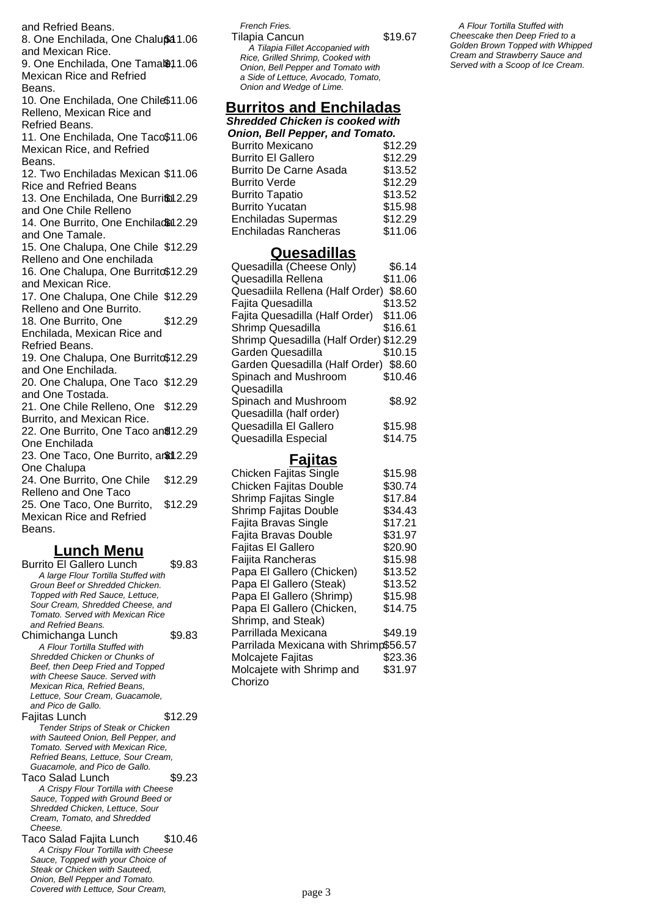and Refried Beans.

8. One Enchilada, One Chalupa and Mexican Rice. $11.06

9. One Enchilada, One Tamale, Mexican Rice and Refried Beans. $11.06

10. One Enchilada, One Chile Relleno, Mexican Rice and Refried Beans. $11.06

11. One Enchilada, One Taco, Mexican Rice, and Refried Beans. $11.06

12. Two Enchiladas Mexican Rice and Refried Beans $11.06

13. One Enchilada, One Burrito and One Chile Relleno $12.29

14. One Burrito, One Enchilada and One Tamale. $12.29

15. One Chalupa, One Chile Relleno and One enchilada $12.29

16. One Chalupa, One Burrito and Mexican Rice. $12.29

17. One Chalupa, One Chile Relleno and One Burrito. $12.29

18. One Burrito, One Enchilada, Mexican Rice and Refried Beans. $12.29

19. One Chalupa, One Burrito and One Enchilada. $12.29

20. One Chalupa, One Taco and One Tostada. $12.29

21. One Chile Relleno, One Burrito, and Mexican Rice. $12.29

22. One Burrito, One Taco and One Enchilada $12.29

23. One Taco, One Burrito, and One Chalupa $12.29

24. One Burrito, One Chile Relleno and One Taco $12.29

25. One Taco, One Burrito, Mexican Rice and Refried Beans. $12.29

## Lunch Menu

Burrito El Gallero Lunch $9.83
*A large Flour Tortilla Stuffed with Groun Beef or Shredded Chicken. Topped with Red Sauce, Lettuce, Sour Cream, Shredded Cheese, and Tomato. Served with Mexican Rice and Refried Beans.*

Chimichanga Lunch $9.83
*A Flour Tortilla Stuffed with Shredded Chicken or Chunks of Beef, then Deep Fried and Topped with Cheese Sauce. Served with Mexican Rica, Refried Beans, Lettuce, Sour Cream, Guacamole, and Pico de Gallo.*

Fajitas Lunch $12.29
*Tender Strips of Steak or Chicken with Sauteed Onion, Bell Pepper, and Tomato. Served with Mexican Rice, Refried Beans, Lettuce, Sour Cream, Guacamole, and Pico de Gallo.*

Taco Salad Lunch $9.23
*A Crispy Flour Tortilla with Cheese Sauce, Topped with Ground Beed or Shredded Chicken, Lettuce, Sour Cream, Tomato, and Shredded Cheese.*

Taco Salad Fajita Lunch $10.46
*A Crispy Flour Tortilla with Cheese Sauce, Topped with your Choice of Steak or Chicken with Sauteed, Onion, Bell Pepper and Tomato. Covered with Lettuce, Sour Cream,*

*French Fries.*

Tilapia Cancun $19.67
*A Tilapia Fillet Accopanied with Rice, Grilled Shrimp, Cooked with Onion, Bell Pepper and Tomato with a Side of Lettuce, Avocado, Tomato, Onion and Wedge of Lime.*

## Burritos and Enchiladas

***Shredded Chicken is cooked with Onion, Bell Pepper, and Tomato.***

| Item | Price |
|---|---|
| Burrito Mexicano | $12.29 |
| Burrito El Gallero | $12.29 |
| Burrito De Carne Asada | $13.52 |
| Burrito Verde | $12.29 |
| Burrito Tapatio | $13.52 |
| Burrito Yucatan | $15.98 |
| Enchiladas Supermas | $12.29 |
| Enchiladas Rancheras | $11.06 |

## Quesadillas

| Item | Price |
|---|---|
| Quesadilla (Cheese Only) | $6.14 |
| Quesadilla Rellena | $11.06 |
| Quesadiila Rellena (Half Order) | $8.60 |
| Fajita Quesadilla | $13.52 |
| Fajita Quesadilla (Half Order) | $11.06 |
| Shrimp Quesadilla | $16.61 |
| Shrimp Quesadilla (Half Order) | $12.29 |
| Garden Quesadilla | $10.15 |
| Garden Quesadilla (Half Order) | $8.60 |
| Spinach and Mushroom Quesadilla | $10.46 |
| Spinach and Mushroom Quesadilla (half order) | $8.92 |
| Quesadilla El Gallero | $15.98 |
| Quesadilla Especial | $14.75 |

## Fajitas

| Item | Price |
|---|---|
| Chicken Fajitas Single | $15.98 |
| Chicken Fajitas Double | $30.74 |
| Shrimp Fajitas Single | $17.84 |
| Shrimp Fajitas Double | $34.43 |
| Fajita Bravas Single | $17.21 |
| Fajita Bravas Double | $31.97 |
| Fajitas El Gallero | $20.90 |
| Faijita Rancheras | $15.98 |
| Papa El Gallero (Chicken) | $13.52 |
| Papa El Gallero (Steak) | $13.52 |
| Papa El Gallero (Shrimp) | $15.98 |
| Papa El Gallero (Chicken, Shrimp, and Steak) | $14.75 |
| Parrillada Mexicana | $49.19 |
| Parrilada Mexicana with Shrimp | $56.57 |
| Molcajete Fajitas | $23.36 |
| Molcajete with Shrimp and Chorizo | $31.97 |

*A Flour Tortilla Stuffed with Cheescake then Deep Fried to a Golden Brown Topped with Whipped Cream and Strawberry Sauce and Served with a Scoop of Ice Cream.*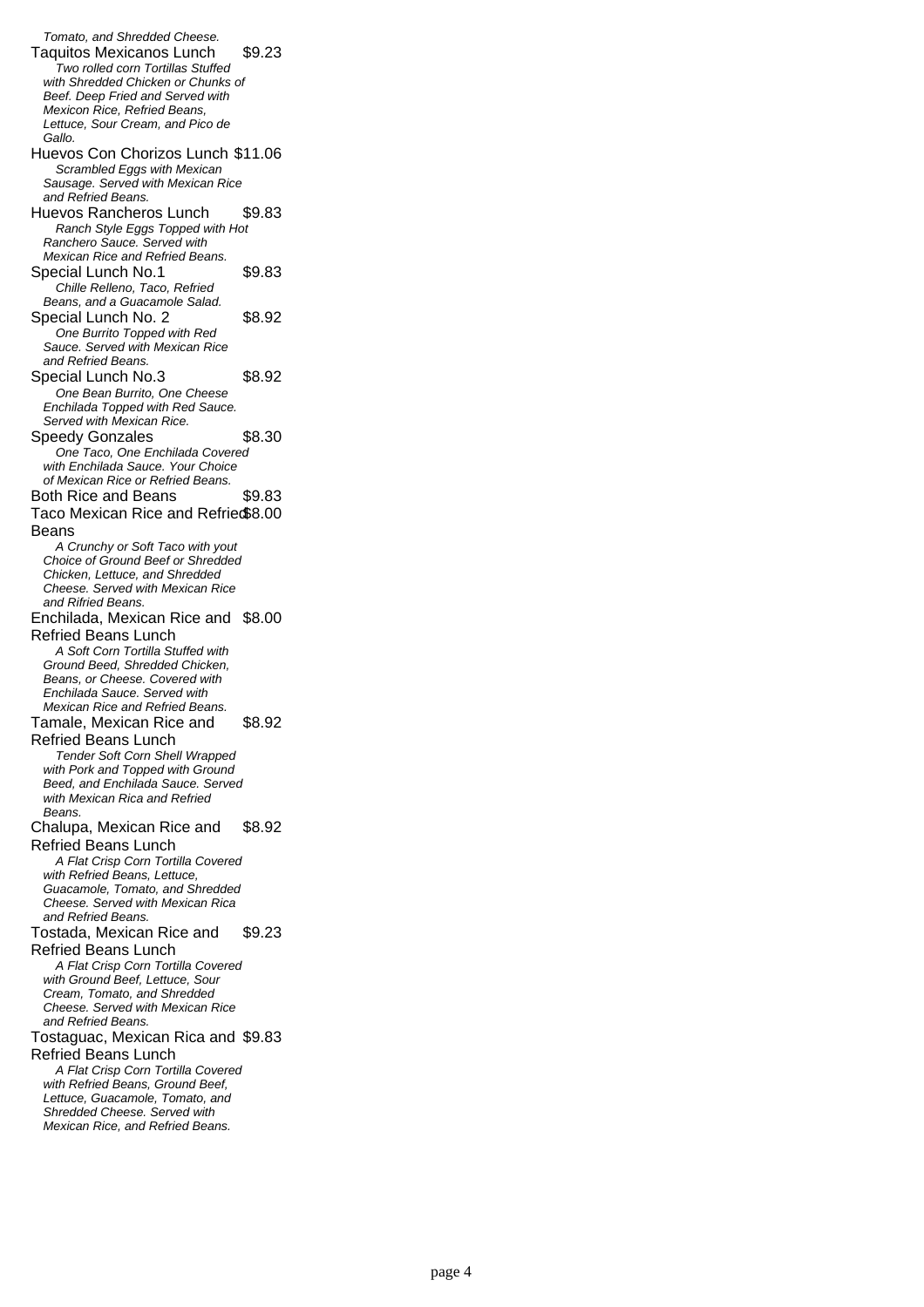Tomato, and Shredded Cheese.

**Taquitos Mexicanos Lunch** $9.23

*Two rolled corn Tortillas Stuffed with Shredded Chicken or Chunks of Beef. Deep Fried and Served with Mexicon Rice, Refried Beans, Lettuce, Sour Cream, and Pico de Gallo.*

**Huevos Con Chorizos Lunch** $11.06

*Scrambled Eggs with Mexican Sausage. Served with Mexican Rice and Refried Beans.*

**Huevos Rancheros Lunch** $9.83

*Ranch Style Eggs Topped with Hot Ranchero Sauce. Served with Mexican Rice and Refried Beans.*

**Special Lunch No.1** $9.83

*Chille Relleno, Taco, Refried Beans, and a Guacamole Salad.*

**Special Lunch No. 2** $8.92

*One Burrito Topped with Red Sauce. Served with Mexican Rice and Refried Beans.*

**Special Lunch No.3** $8.92

*One Bean Burrito, One Cheese Enchilada Topped with Red Sauce. Served with Mexican Rice.*

**Speedy Gonzales** $8.30

*One Taco, One Enchilada Covered with Enchilada Sauce. Your Choice of Mexican Rice or Refried Beans.*

**Both Rice and Beans** $9.83

**Taco Mexican Rice and Refried Beans** $8.00

*A Crunchy or Soft Taco with yout Choice of Ground Beef or Shredded Chicken, Lettuce, and Shredded Cheese. Served with Mexican Rice and Rifried Beans.*

**Enchilada, Mexican Rice and Refried Beans Lunch** $8.00

*A Soft Corn Tortilla Stuffed with Ground Beed, Shredded Chicken, Beans, or Cheese. Covered with Enchilada Sauce. Served with Mexican Rice and Refried Beans.*

**Tamale, Mexican Rice and Refried Beans Lunch** $8.92

*Tender Soft Corn Shell Wrapped with Pork and Topped with Ground Beed, and Enchilada Sauce. Served with Mexican Rica and Refried Beans.*

**Chalupa, Mexican Rice and Refried Beans Lunch** $8.92

*A Flat Crisp Corn Tortilla Covered with Refried Beans, Lettuce, Guacamole, Tomato, and Shredded Cheese. Served with Mexican Rica and Refried Beans.*

**Tostada, Mexican Rice and Refried Beans Lunch** $9.23

*A Flat Crisp Corn Tortilla Covered with Ground Beef, Lettuce, Sour Cream, Tomato, and Shredded Cheese. Served with Mexican Rice and Refried Beans.*

**Tostaguac, Mexican Rica and Refried Beans Lunch** $9.83

*A Flat Crisp Corn Tortilla Covered with Refried Beans, Ground Beef, Lettuce, Guacamole, Tomato, and Shredded Cheese. Served with Mexican Rice, and Refried Beans.*